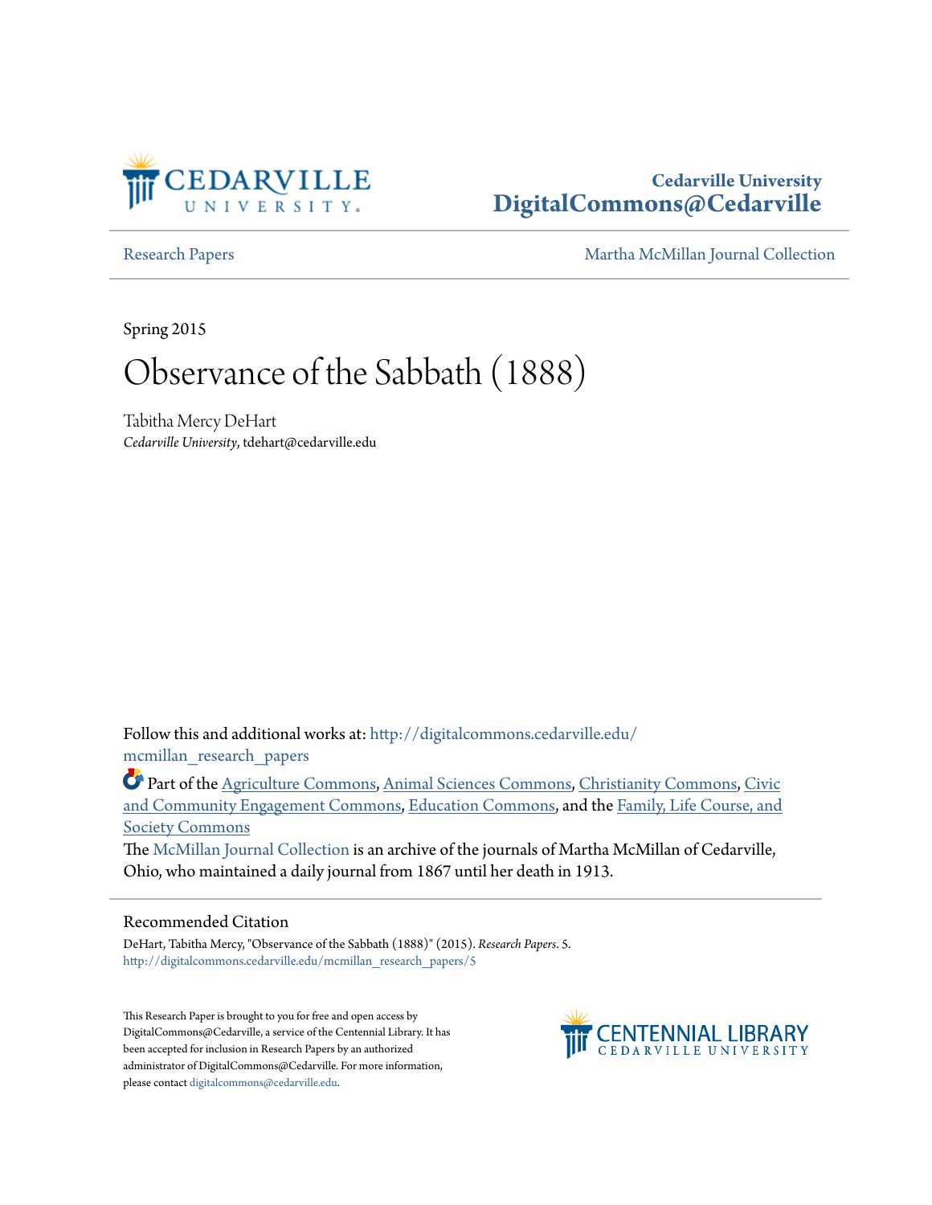Cedarville University
DigitalCommons@Cedarville

Research Papers | Martha McMillan Journal Collection

Spring 2015

# Observance of the Sabbath (1888)

Tabitha Mercy DeHart
*Cedarville University*, tdehart@cedarville.edu

Follow this and additional works at: http://digitalcommons.cedarville.edu/mcmillan_research_papers

Part of the Agriculture Commons, Animal Sciences Commons, Christianity Commons, Civic and Community Engagement Commons, Education Commons, and the Family, Life Course, and Society Commons

The McMillan Journal Collection is an archive of the journals of Martha McMillan of Cedarville, Ohio, who maintained a daily journal from 1867 until her death in 1913.

## Recommended Citation

DeHart, Tabitha Mercy, "Observance of the Sabbath (1888)" (2015). *Research Papers*. 5.
http://digitalcommons.cedarville.edu/mcmillan_research_papers/5

This Research Paper is brought to you for free and open access by DigitalCommons@Cedarville, a service of the Centennial Library. It has been accepted for inclusion in Research Papers by an authorized administrator of DigitalCommons@Cedarville. For more information, please contact digitalcommons@cedarville.edu.

CENTENNIAL LIBRARY
CEDARVILLE UNIVERSITY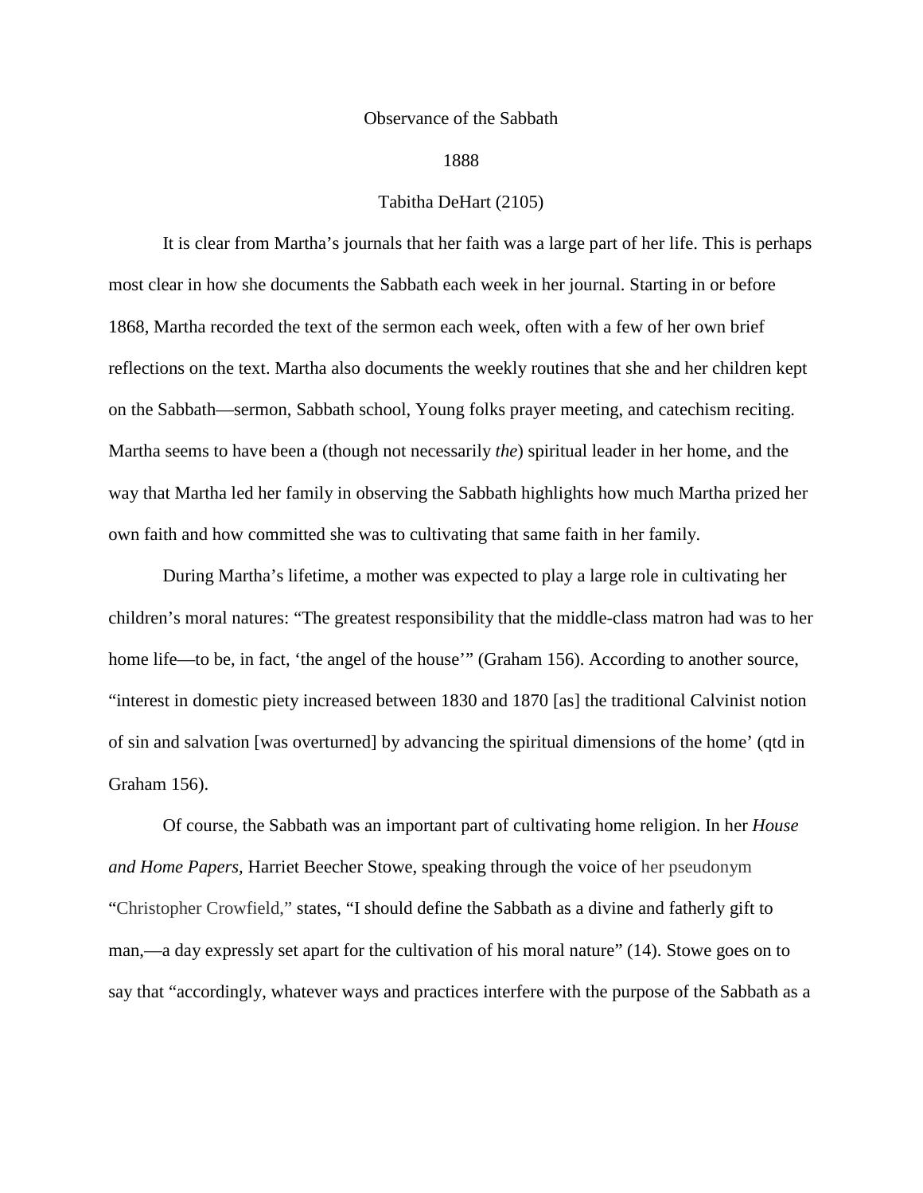Observance of the Sabbath

1888

Tabitha DeHart (2105)

It is clear from Martha's journals that her faith was a large part of her life. This is perhaps most clear in how she documents the Sabbath each week in her journal. Starting in or before 1868, Martha recorded the text of the sermon each week, often with a few of her own brief reflections on the text. Martha also documents the weekly routines that she and her children kept on the Sabbath—sermon, Sabbath school, Young folks prayer meeting, and catechism reciting. Martha seems to have been a (though not necessarily *the*) spiritual leader in her home, and the way that Martha led her family in observing the Sabbath highlights how much Martha prized her own faith and how committed she was to cultivating that same faith in her family.

During Martha's lifetime, a mother was expected to play a large role in cultivating her children's moral natures: "The greatest responsibility that the middle-class matron had was to her home life—to be, in fact, 'the angel of the house'" (Graham 156). According to another source, "interest in domestic piety increased between 1830 and 1870 [as] the traditional Calvinist notion of sin and salvation [was overturned] by advancing the spiritual dimensions of the home' (qtd in Graham 156).

Of course, the Sabbath was an important part of cultivating home religion. In her *House and Home Papers,* Harriet Beecher Stowe, speaking through the voice of her pseudonym "Christopher Crowfield," states, "I should define the Sabbath as a divine and fatherly gift to man,—a day expressly set apart for the cultivation of his moral nature" (14). Stowe goes on to say that "accordingly, whatever ways and practices interfere with the purpose of the Sabbath as a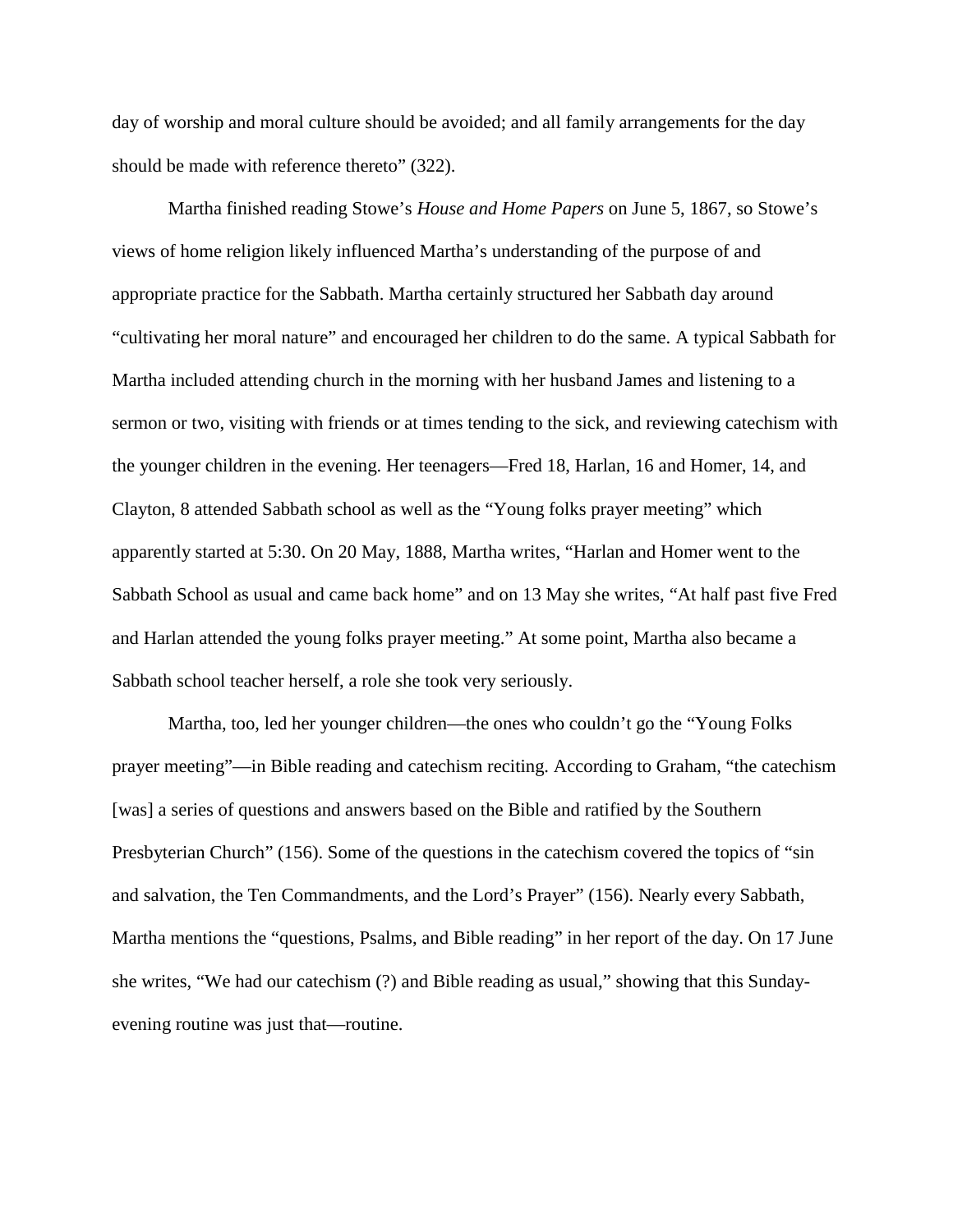day of worship and moral culture should be avoided; and all family arrangements for the day should be made with reference thereto" (322).

Martha finished reading Stowe's *House and Home Papers* on June 5, 1867, so Stowe's views of home religion likely influenced Martha's understanding of the purpose of and appropriate practice for the Sabbath. Martha certainly structured her Sabbath day around "cultivating her moral nature" and encouraged her children to do the same. A typical Sabbath for Martha included attending church in the morning with her husband James and listening to a sermon or two, visiting with friends or at times tending to the sick, and reviewing catechism with the younger children in the evening. Her teenagers—Fred 18, Harlan, 16 and Homer, 14, and Clayton, 8 attended Sabbath school as well as the "Young folks prayer meeting" which apparently started at 5:30. On 20 May, 1888, Martha writes, "Harlan and Homer went to the Sabbath School as usual and came back home" and on 13 May she writes, "At half past five Fred and Harlan attended the young folks prayer meeting." At some point, Martha also became a Sabbath school teacher herself, a role she took very seriously.

Martha, too, led her younger children—the ones who couldn't go the "Young Folks prayer meeting"—in Bible reading and catechism reciting. According to Graham, "the catechism [was] a series of questions and answers based on the Bible and ratified by the Southern Presbyterian Church" (156). Some of the questions in the catechism covered the topics of "sin and salvation, the Ten Commandments, and the Lord's Prayer" (156). Nearly every Sabbath, Martha mentions the "questions, Psalms, and Bible reading" in her report of the day. On 17 June she writes, "We had our catechism (?) and Bible reading as usual," showing that this Sunday-evening routine was just that—routine.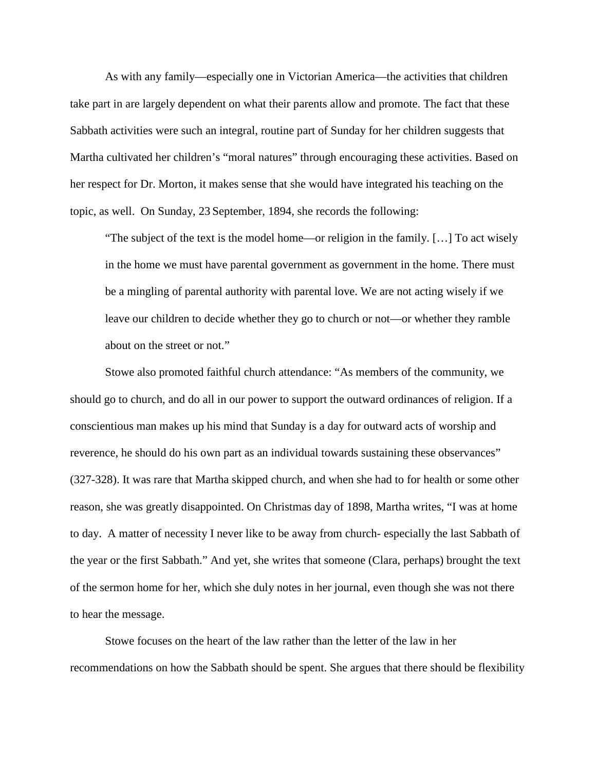As with any family—especially one in Victorian America—the activities that children take part in are largely dependent on what their parents allow and promote. The fact that these Sabbath activities were such an integral, routine part of Sunday for her children suggests that Martha cultivated her children's "moral natures" through encouraging these activities. Based on her respect for Dr. Morton, it makes sense that she would have integrated his teaching on the topic, as well.  On Sunday, 23 September, 1894, she records the following:

> "The subject of the text is the model home—or religion in the family. […] To act wisely in the home we must have parental government as government in the home. There must be a mingling of parental authority with parental love. We are not acting wisely if we leave our children to decide whether they go to church or not—or whether they ramble about on the street or not."

Stowe also promoted faithful church attendance: "As members of the community, we should go to church, and do all in our power to support the outward ordinances of religion. If a conscientious man makes up his mind that Sunday is a day for outward acts of worship and reverence, he should do his own part as an individual towards sustaining these observances" (327-328). It was rare that Martha skipped church, and when she had to for health or some other reason, she was greatly disappointed. On Christmas day of 1898, Martha writes, "I was at home to day.  A matter of necessity I never like to be away from church- especially the last Sabbath of the year or the first Sabbath." And yet, she writes that someone (Clara, perhaps) brought the text of the sermon home for her, which she duly notes in her journal, even though she was not there to hear the message.

Stowe focuses on the heart of the law rather than the letter of the law in her recommendations on how the Sabbath should be spent. She argues that there should be flexibility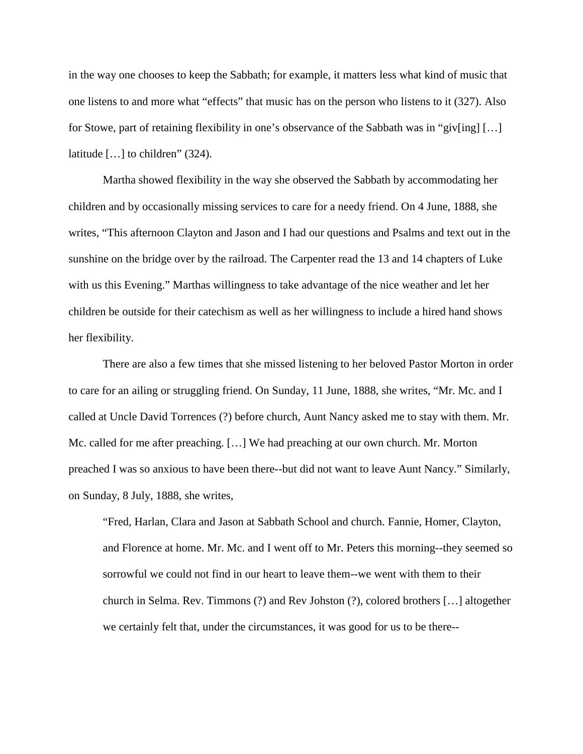in the way one chooses to keep the Sabbath; for example, it matters less what kind of music that one listens to and more what "effects" that music has on the person who listens to it (327). Also for Stowe, part of retaining flexibility in one's observance of the Sabbath was in "giv[ing] […] latitude […] to children" (324).

Martha showed flexibility in the way she observed the Sabbath by accommodating her children and by occasionally missing services to care for a needy friend. On 4 June, 1888, she writes, "This afternoon Clayton and Jason and I had our questions and Psalms and text out in the sunshine on the bridge over by the railroad. The Carpenter read the 13 and 14 chapters of Luke with us this Evening." Marthas willingness to take advantage of the nice weather and let her children be outside for their catechism as well as her willingness to include a hired hand shows her flexibility.

There are also a few times that she missed listening to her beloved Pastor Morton in order to care for an ailing or struggling friend. On Sunday, 11 June, 1888, she writes, "Mr. Mc. and I called at Uncle David Torrences (?) before church, Aunt Nancy asked me to stay with them. Mr. Mc. called for me after preaching. […] We had preaching at our own church. Mr. Morton preached I was so anxious to have been there--but did not want to leave Aunt Nancy." Similarly, on Sunday, 8 July, 1888, she writes,

> "Fred, Harlan, Clara and Jason at Sabbath School and church. Fannie, Homer, Clayton, and Florence at home. Mr. Mc. and I went off to Mr. Peters this morning--they seemed so sorrowful we could not find in our heart to leave them--we went with them to their church in Selma. Rev. Timmons (?) and Rev Johston (?), colored brothers […] altogether we certainly felt that, under the circumstances, it was good for us to be there--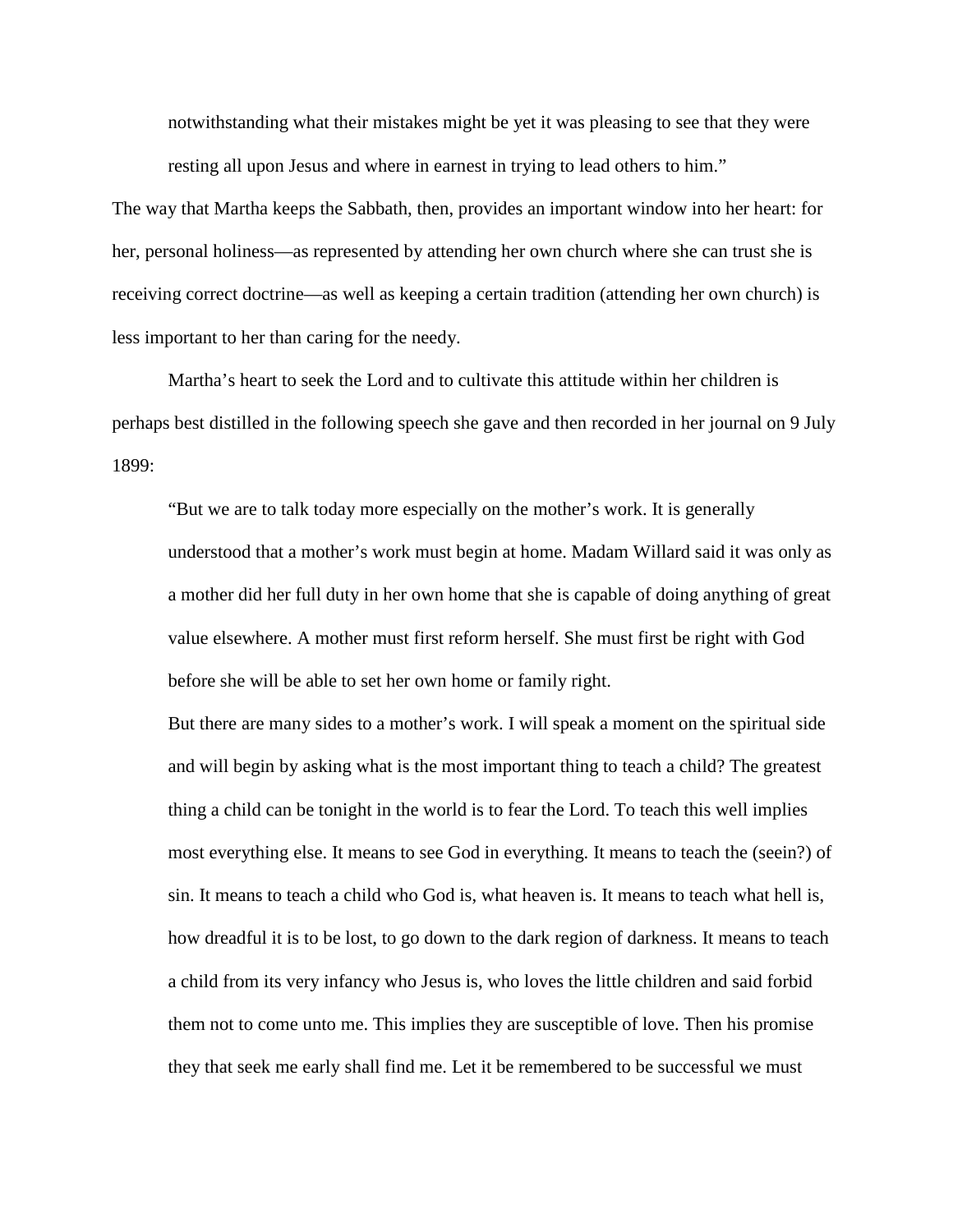> notwithstanding what their mistakes might be yet it was pleasing to see that they were resting all upon Jesus and where in earnest in trying to lead others to him."

The way that Martha keeps the Sabbath, then, provides an important window into her heart: for her, personal holiness—as represented by attending her own church where she can trust she is receiving correct doctrine—as well as keeping a certain tradition (attending her own church) is less important to her than caring for the needy.

Martha's heart to seek the Lord and to cultivate this attitude within her children is perhaps best distilled in the following speech she gave and then recorded in her journal on 9 July 1899:

> "But we are to talk today more especially on the mother's work. It is generally understood that a mother's work must begin at home. Madam Willard said it was only as a mother did her full duty in her own home that she is capable of doing anything of great value elsewhere. A mother must first reform herself. She must first be right with God before she will be able to set her own home or family right.
>
> But there are many sides to a mother's work. I will speak a moment on the spiritual side and will begin by asking what is the most important thing to teach a child? The greatest thing a child can be tonight in the world is to fear the Lord. To teach this well implies most everything else. It means to see God in everything. It means to teach the (seein?) of sin. It means to teach a child who God is, what heaven is. It means to teach what hell is, how dreadful it is to be lost, to go down to the dark region of darkness. It means to teach a child from its very infancy who Jesus is, who loves the little children and said forbid them not to come unto me. This implies they are susceptible of love. Then his promise they that seek me early shall find me. Let it be remembered to be successful we must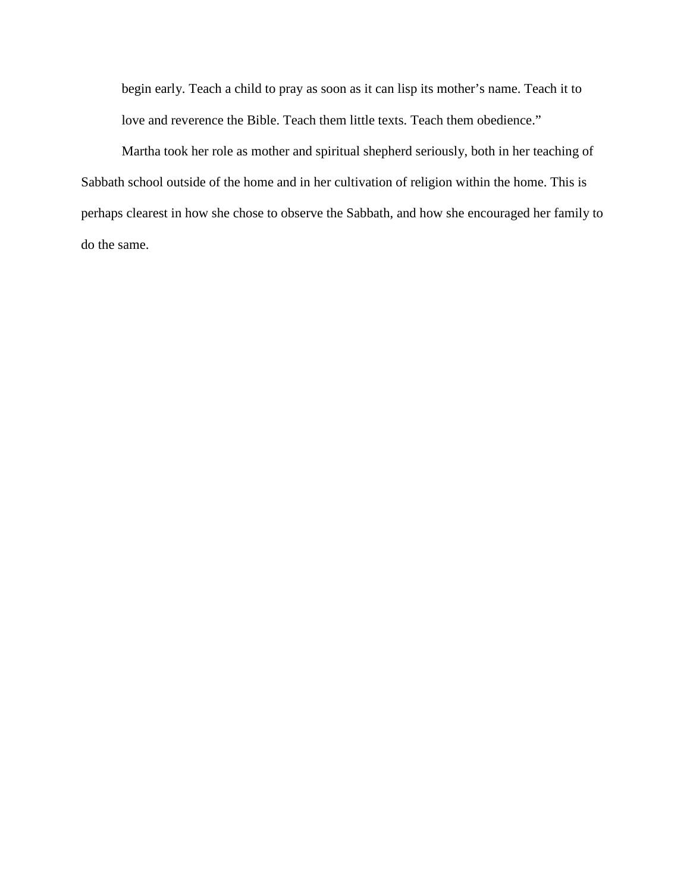> begin early. Teach a child to pray as soon as it can lisp its mother's name. Teach it to love and reverence the Bible. Teach them little texts. Teach them obedience."

Martha took her role as mother and spiritual shepherd seriously, both in her teaching of Sabbath school outside of the home and in her cultivation of religion within the home. This is perhaps clearest in how she chose to observe the Sabbath, and how she encouraged her family to do the same.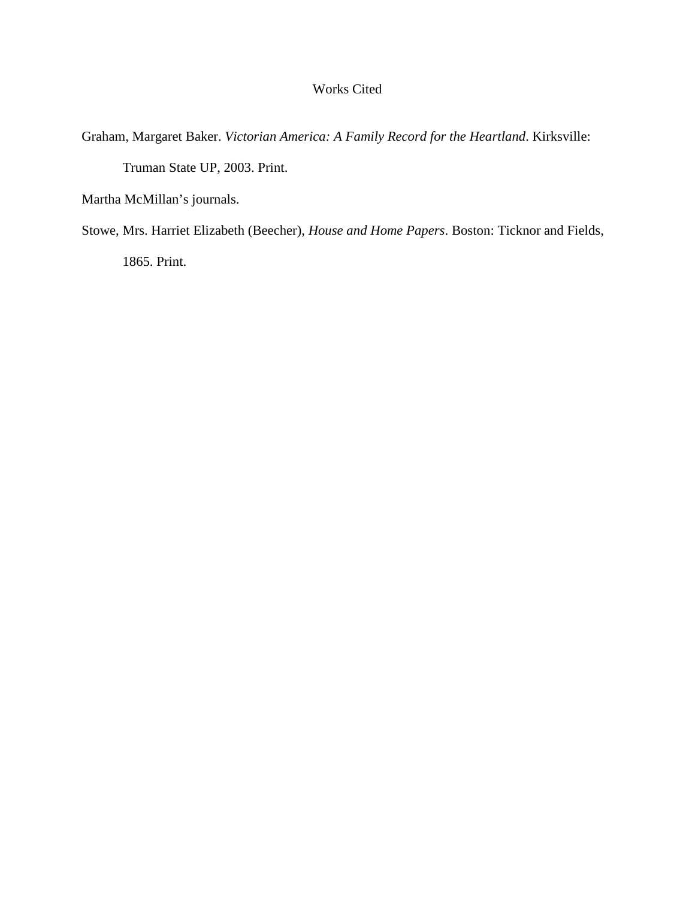# Works Cited

Graham, Margaret Baker. *Victorian America: A Family Record for the Heartland*. Kirksville: Truman State UP, 2003. Print.

Martha McMillan's journals.

Stowe, Mrs. Harriet Elizabeth (Beecher), *House and Home Papers*. Boston: Ticknor and Fields, 1865. Print.